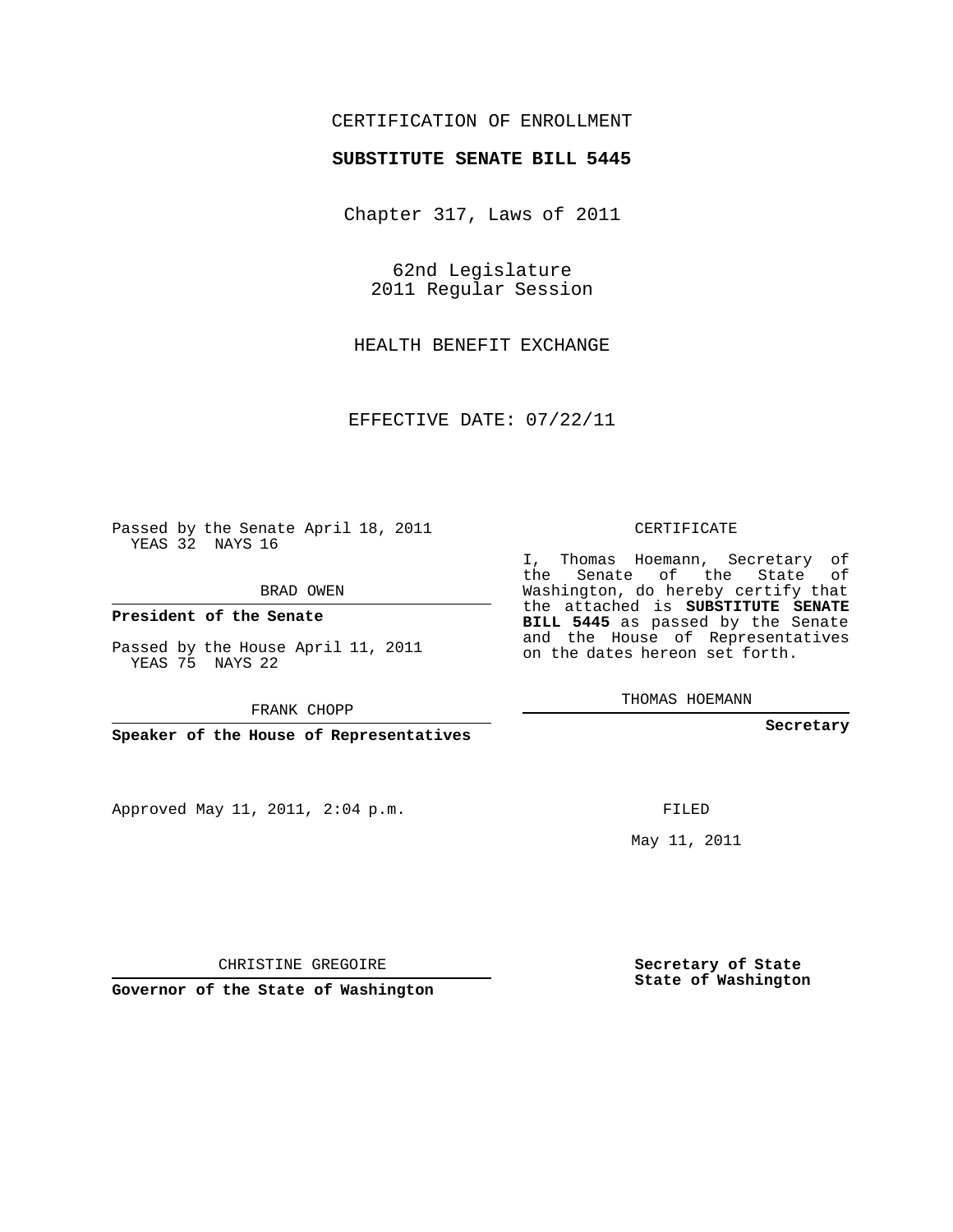CERTIFICATION OF ENROLLMENT

**SUBSTITUTE SENATE BILL 5445**

Chapter 317, Laws of 2011

62nd Legislature
2011 Regular Session

HEALTH BENEFIT EXCHANGE

EFFECTIVE DATE: 07/22/11

Passed by the Senate April 18, 2011
YEAS 32 NAYS 16

BRAD OWEN

**President of the Senate**

Passed by the House April 11, 2011
YEAS 75 NAYS 22

FRANK CHOPP

**Speaker of the House of Representatives**

Approved May 11, 2011, 2:04 p.m.

CHRISTINE GREGOIRE

**Governor of the State of Washington**

CERTIFICATE

I, Thomas Hoemann, Secretary of the Senate of the State of Washington, do hereby certify that the attached is **SUBSTITUTE SENATE BILL 5445** as passed by the Senate and the House of Representatives on the dates hereon set forth.

THOMAS HOEMANN

**Secretary**

FILED

May 11, 2011

**Secretary of State**
**State of Washington**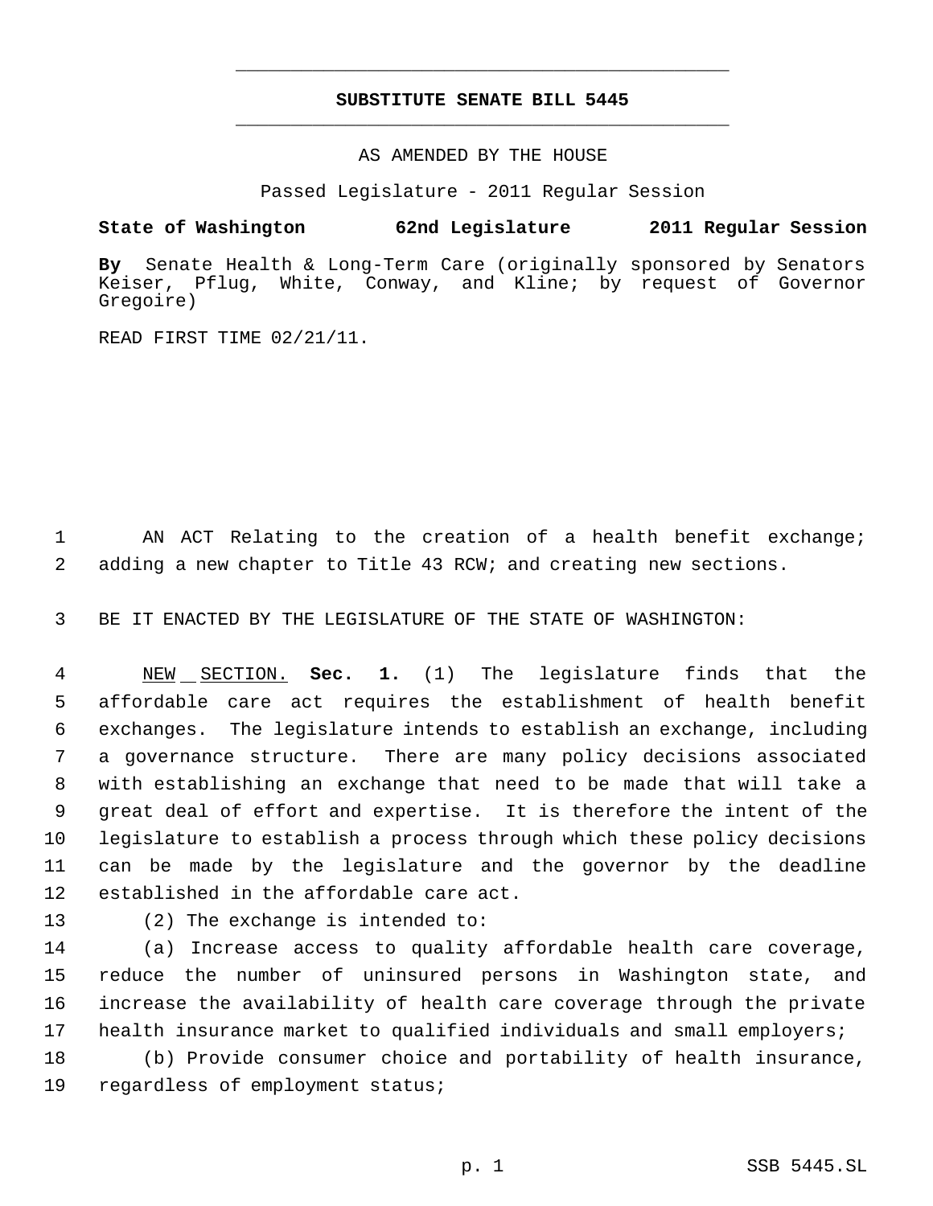# SUBSTITUTE SENATE BILL 5445

AS AMENDED BY THE HOUSE

Passed Legislature - 2011 Regular Session

**State of Washington 62nd Legislature 2011 Regular Session**

**By** Senate Health & Long-Term Care (originally sponsored by Senators Keiser, Pflug, White, Conway, and Kline; by request of Governor Gregoire)

READ FIRST TIME 02/21/11.

AN ACT Relating to the creation of a health benefit exchange; adding a new chapter to Title 43 RCW; and creating new sections.

BE IT ENACTED BY THE LEGISLATURE OF THE STATE OF WASHINGTON:

NEW SECTION. **Sec. 1.** (1) The legislature finds that the affordable care act requires the establishment of health benefit exchanges. The legislature intends to establish an exchange, including a governance structure. There are many policy decisions associated with establishing an exchange that need to be made that will take a great deal of effort and expertise. It is therefore the intent of the legislature to establish a process through which these policy decisions can be made by the legislature and the governor by the deadline established in the affordable care act.

(2) The exchange is intended to:

(a) Increase access to quality affordable health care coverage, reduce the number of uninsured persons in Washington state, and increase the availability of health care coverage through the private health insurance market to qualified individuals and small employers;

(b) Provide consumer choice and portability of health insurance, regardless of employment status;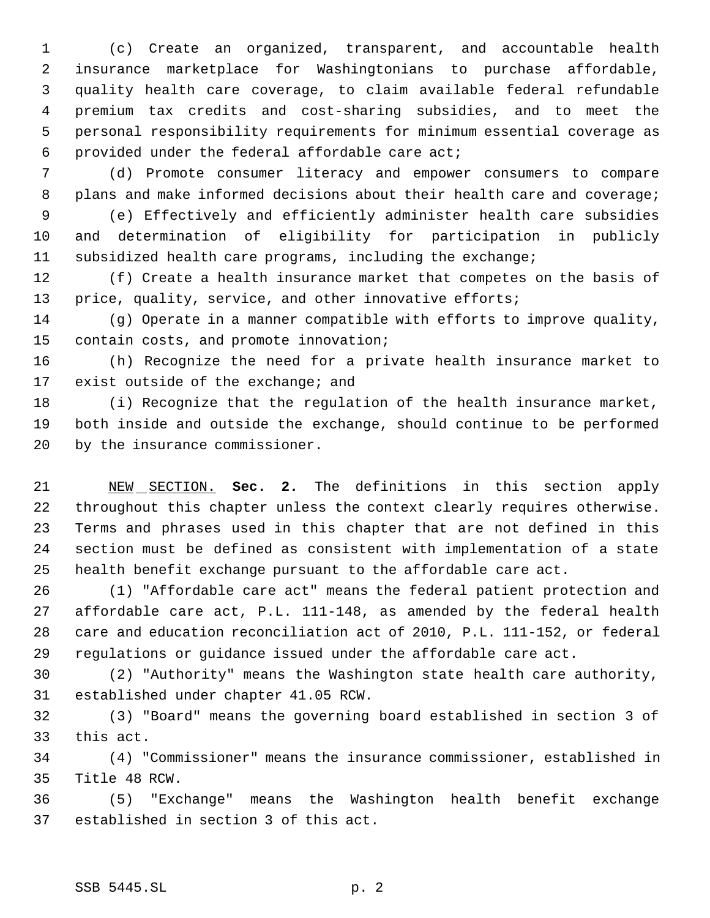(c) Create an organized, transparent, and accountable health insurance marketplace for Washingtonians to purchase affordable, quality health care coverage, to claim available federal refundable premium tax credits and cost-sharing subsidies, and to meet the personal responsibility requirements for minimum essential coverage as provided under the federal affordable care act;

(d) Promote consumer literacy and empower consumers to compare plans and make informed decisions about their health care and coverage;

(e) Effectively and efficiently administer health care subsidies and determination of eligibility for participation in publicly subsidized health care programs, including the exchange;

(f) Create a health insurance market that competes on the basis of price, quality, service, and other innovative efforts;

(g) Operate in a manner compatible with efforts to improve quality, contain costs, and promote innovation;

(h) Recognize the need for a private health insurance market to exist outside of the exchange; and

(i) Recognize that the regulation of the health insurance market, both inside and outside the exchange, should continue to be performed by the insurance commissioner.

NEW SECTION. **Sec. 2.** The definitions in this section apply throughout this chapter unless the context clearly requires otherwise. Terms and phrases used in this chapter that are not defined in this section must be defined as consistent with implementation of a state health benefit exchange pursuant to the affordable care act.

(1) "Affordable care act" means the federal patient protection and affordable care act, P.L. 111-148, as amended by the federal health care and education reconciliation act of 2010, P.L. 111-152, or federal regulations or guidance issued under the affordable care act.

(2) "Authority" means the Washington state health care authority, established under chapter 41.05 RCW.

(3) "Board" means the governing board established in section 3 of this act.

(4) "Commissioner" means the insurance commissioner, established in Title 48 RCW.

(5) "Exchange" means the Washington health benefit exchange established in section 3 of this act.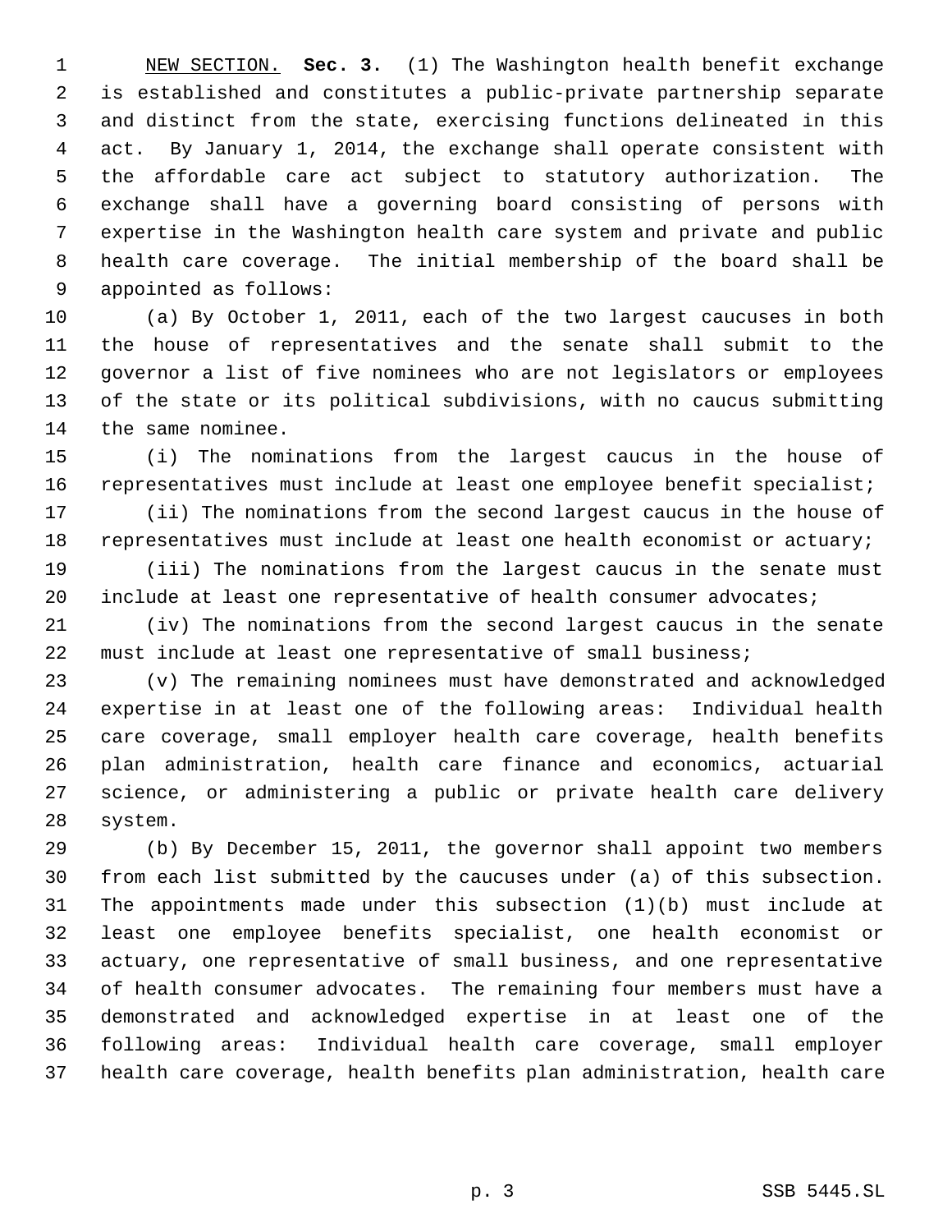NEW SECTION. **Sec. 3.** (1) The Washington health benefit exchange is established and constitutes a public-private partnership separate and distinct from the state, exercising functions delineated in this act. By January 1, 2014, the exchange shall operate consistent with the affordable care act subject to statutory authorization. The exchange shall have a governing board consisting of persons with expertise in the Washington health care system and private and public health care coverage. The initial membership of the board shall be appointed as follows:

(a) By October 1, 2011, each of the two largest caucuses in both the house of representatives and the senate shall submit to the governor a list of five nominees who are not legislators or employees of the state or its political subdivisions, with no caucus submitting the same nominee.

(i) The nominations from the largest caucus in the house of representatives must include at least one employee benefit specialist;

(ii) The nominations from the second largest caucus in the house of representatives must include at least one health economist or actuary;

(iii) The nominations from the largest caucus in the senate must include at least one representative of health consumer advocates;

(iv) The nominations from the second largest caucus in the senate must include at least one representative of small business;

(v) The remaining nominees must have demonstrated and acknowledged expertise in at least one of the following areas: Individual health care coverage, small employer health care coverage, health benefits plan administration, health care finance and economics, actuarial science, or administering a public or private health care delivery system.

(b) By December 15, 2011, the governor shall appoint two members from each list submitted by the caucuses under (a) of this subsection. The appointments made under this subsection (1)(b) must include at least one employee benefits specialist, one health economist or actuary, one representative of small business, and one representative of health consumer advocates. The remaining four members must have a demonstrated and acknowledged expertise in at least one of the following areas: Individual health care coverage, small employer health care coverage, health benefits plan administration, health care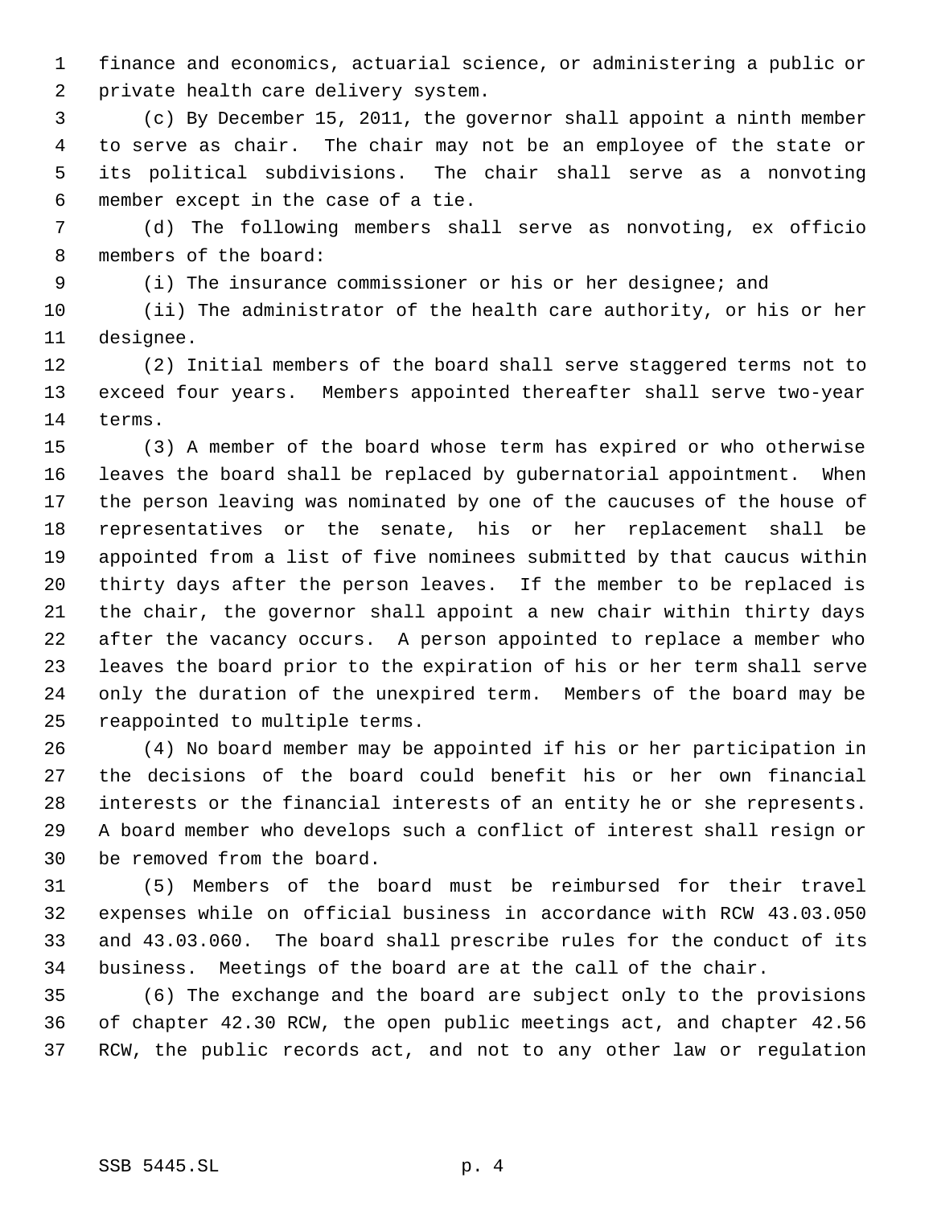finance and economics, actuarial science, or administering a public or private health care delivery system.

(c) By December 15, 2011, the governor shall appoint a ninth member to serve as chair. The chair may not be an employee of the state or its political subdivisions. The chair shall serve as a nonvoting member except in the case of a tie.

(d) The following members shall serve as nonvoting, ex officio members of the board:

(i) The insurance commissioner or his or her designee; and

(ii) The administrator of the health care authority, or his or her designee.

(2) Initial members of the board shall serve staggered terms not to exceed four years. Members appointed thereafter shall serve two-year terms.

(3) A member of the board whose term has expired or who otherwise leaves the board shall be replaced by gubernatorial appointment. When the person leaving was nominated by one of the caucuses of the house of representatives or the senate, his or her replacement shall be appointed from a list of five nominees submitted by that caucus within thirty days after the person leaves. If the member to be replaced is the chair, the governor shall appoint a new chair within thirty days after the vacancy occurs. A person appointed to replace a member who leaves the board prior to the expiration of his or her term shall serve only the duration of the unexpired term. Members of the board may be reappointed to multiple terms.

(4) No board member may be appointed if his or her participation in the decisions of the board could benefit his or her own financial interests or the financial interests of an entity he or she represents. A board member who develops such a conflict of interest shall resign or be removed from the board.

(5) Members of the board must be reimbursed for their travel expenses while on official business in accordance with RCW 43.03.050 and 43.03.060. The board shall prescribe rules for the conduct of its business. Meetings of the board are at the call of the chair.

(6) The exchange and the board are subject only to the provisions of chapter 42.30 RCW, the open public meetings act, and chapter 42.56 RCW, the public records act, and not to any other law or regulation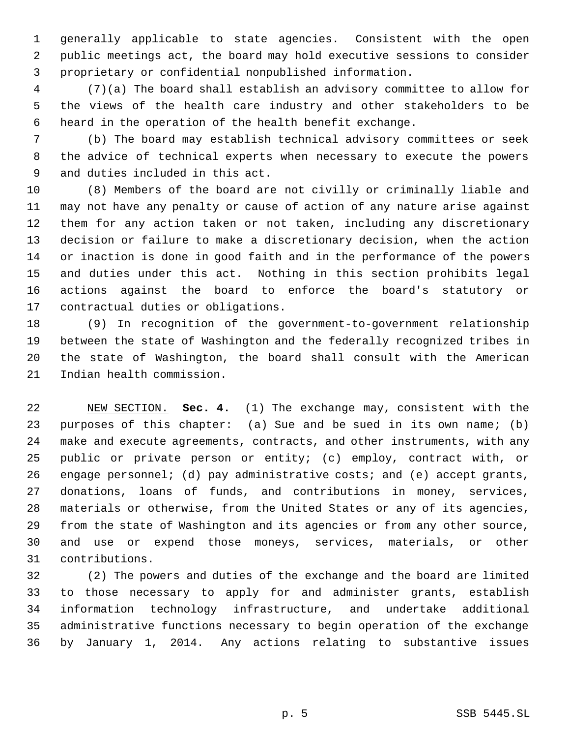generally applicable to state agencies. Consistent with the open public meetings act, the board may hold executive sessions to consider proprietary or confidential nonpublished information.

(7)(a) The board shall establish an advisory committee to allow for the views of the health care industry and other stakeholders to be heard in the operation of the health benefit exchange.

(b) The board may establish technical advisory committees or seek the advice of technical experts when necessary to execute the powers and duties included in this act.

(8) Members of the board are not civilly or criminally liable and may not have any penalty or cause of action of any nature arise against them for any action taken or not taken, including any discretionary decision or failure to make a discretionary decision, when the action or inaction is done in good faith and in the performance of the powers and duties under this act. Nothing in this section prohibits legal actions against the board to enforce the board's statutory or contractual duties or obligations.

(9) In recognition of the government-to-government relationship between the state of Washington and the federally recognized tribes in the state of Washington, the board shall consult with the American Indian health commission.

NEW SECTION. **Sec. 4.** (1) The exchange may, consistent with the purposes of this chapter: (a) Sue and be sued in its own name; (b) make and execute agreements, contracts, and other instruments, with any public or private person or entity; (c) employ, contract with, or engage personnel; (d) pay administrative costs; and (e) accept grants, donations, loans of funds, and contributions in money, services, materials or otherwise, from the United States or any of its agencies, from the state of Washington and its agencies or from any other source, and use or expend those moneys, services, materials, or other contributions.

(2) The powers and duties of the exchange and the board are limited to those necessary to apply for and administer grants, establish information technology infrastructure, and undertake additional administrative functions necessary to begin operation of the exchange by January 1, 2014. Any actions relating to substantive issues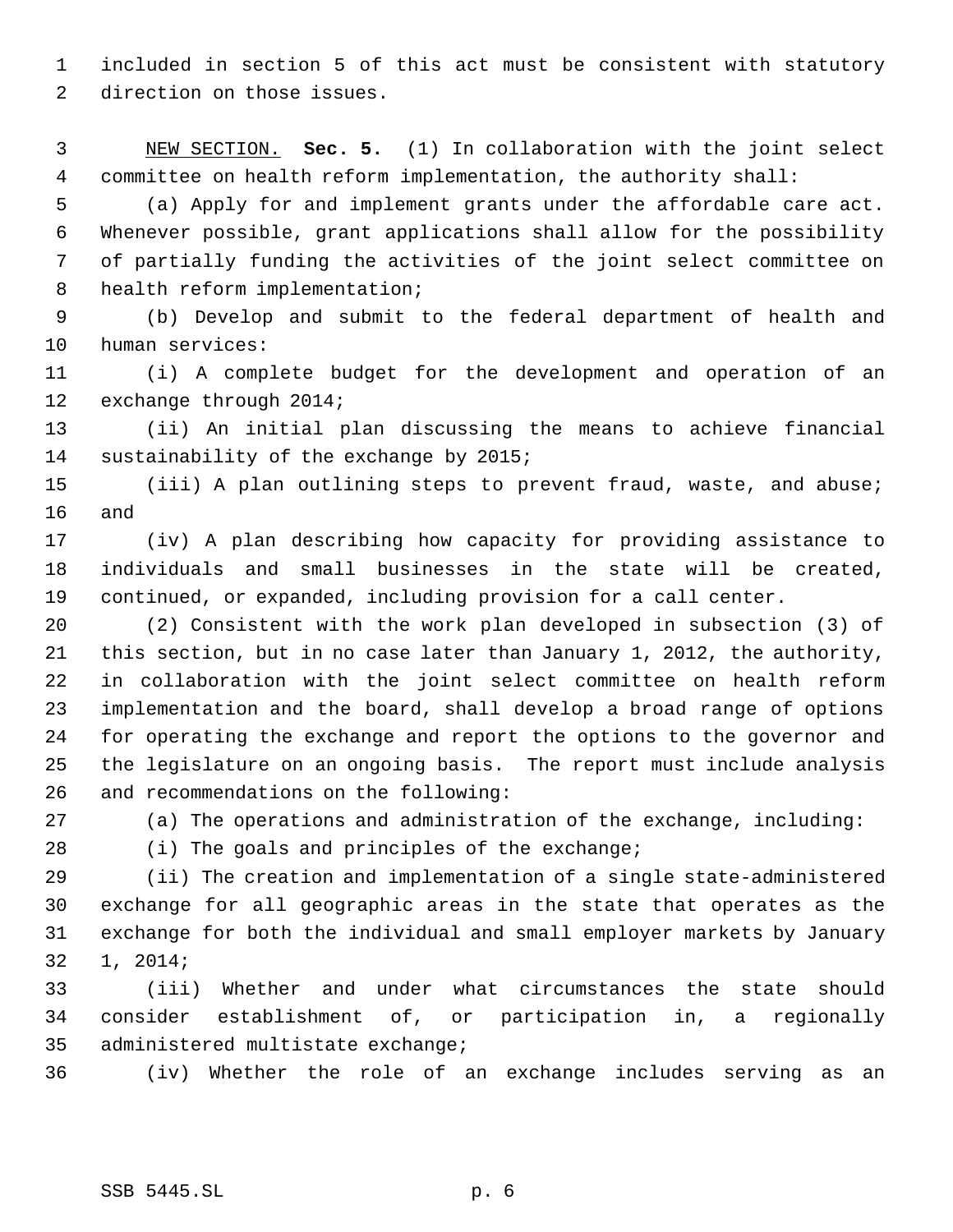included in section 5 of this act must be consistent with statutory direction on those issues.

NEW SECTION. **Sec. 5.** (1) In collaboration with the joint select committee on health reform implementation, the authority shall:

(a) Apply for and implement grants under the affordable care act. Whenever possible, grant applications shall allow for the possibility of partially funding the activities of the joint select committee on health reform implementation;

(b) Develop and submit to the federal department of health and human services:

(i) A complete budget for the development and operation of an exchange through 2014;

(ii) An initial plan discussing the means to achieve financial sustainability of the exchange by 2015;

(iii) A plan outlining steps to prevent fraud, waste, and abuse; and

(iv) A plan describing how capacity for providing assistance to individuals and small businesses in the state will be created, continued, or expanded, including provision for a call center.

(2) Consistent with the work plan developed in subsection (3) of this section, but in no case later than January 1, 2012, the authority, in collaboration with the joint select committee on health reform implementation and the board, shall develop a broad range of options for operating the exchange and report the options to the governor and the legislature on an ongoing basis. The report must include analysis and recommendations on the following:

(a) The operations and administration of the exchange, including:

(i) The goals and principles of the exchange;

(ii) The creation and implementation of a single state-administered exchange for all geographic areas in the state that operates as the exchange for both the individual and small employer markets by January 1, 2014;

(iii) Whether and under what circumstances the state should consider establishment of, or participation in, a regionally administered multistate exchange;

(iv) Whether the role of an exchange includes serving as an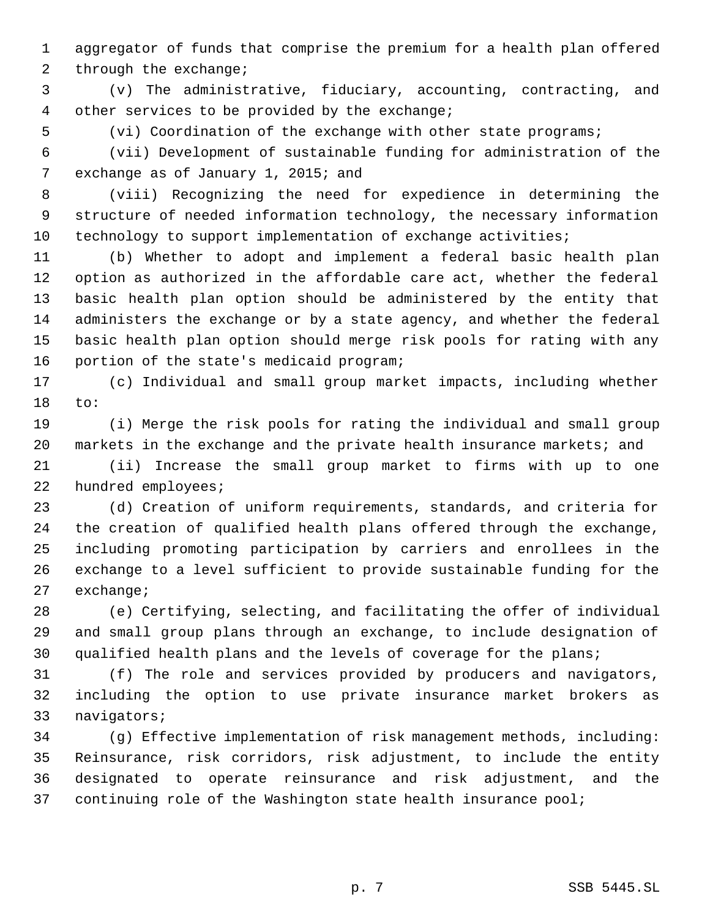aggregator of funds that comprise the premium for a health plan offered through the exchange;

(v) The administrative, fiduciary, accounting, contracting, and other services to be provided by the exchange;

(vi) Coordination of the exchange with other state programs;

(vii) Development of sustainable funding for administration of the exchange as of January 1, 2015; and

(viii) Recognizing the need for expedience in determining the structure of needed information technology, the necessary information technology to support implementation of exchange activities;

(b) Whether to adopt and implement a federal basic health plan option as authorized in the affordable care act, whether the federal basic health plan option should be administered by the entity that administers the exchange or by a state agency, and whether the federal basic health plan option should merge risk pools for rating with any portion of the state's medicaid program;

(c) Individual and small group market impacts, including whether to:

(i) Merge the risk pools for rating the individual and small group markets in the exchange and the private health insurance markets; and

(ii) Increase the small group market to firms with up to one hundred employees;

(d) Creation of uniform requirements, standards, and criteria for the creation of qualified health plans offered through the exchange, including promoting participation by carriers and enrollees in the exchange to a level sufficient to provide sustainable funding for the exchange;

(e) Certifying, selecting, and facilitating the offer of individual and small group plans through an exchange, to include designation of qualified health plans and the levels of coverage for the plans;

(f) The role and services provided by producers and navigators, including the option to use private insurance market brokers as navigators;

(g) Effective implementation of risk management methods, including: Reinsurance, risk corridors, risk adjustment, to include the entity designated to operate reinsurance and risk adjustment, and the continuing role of the Washington state health insurance pool;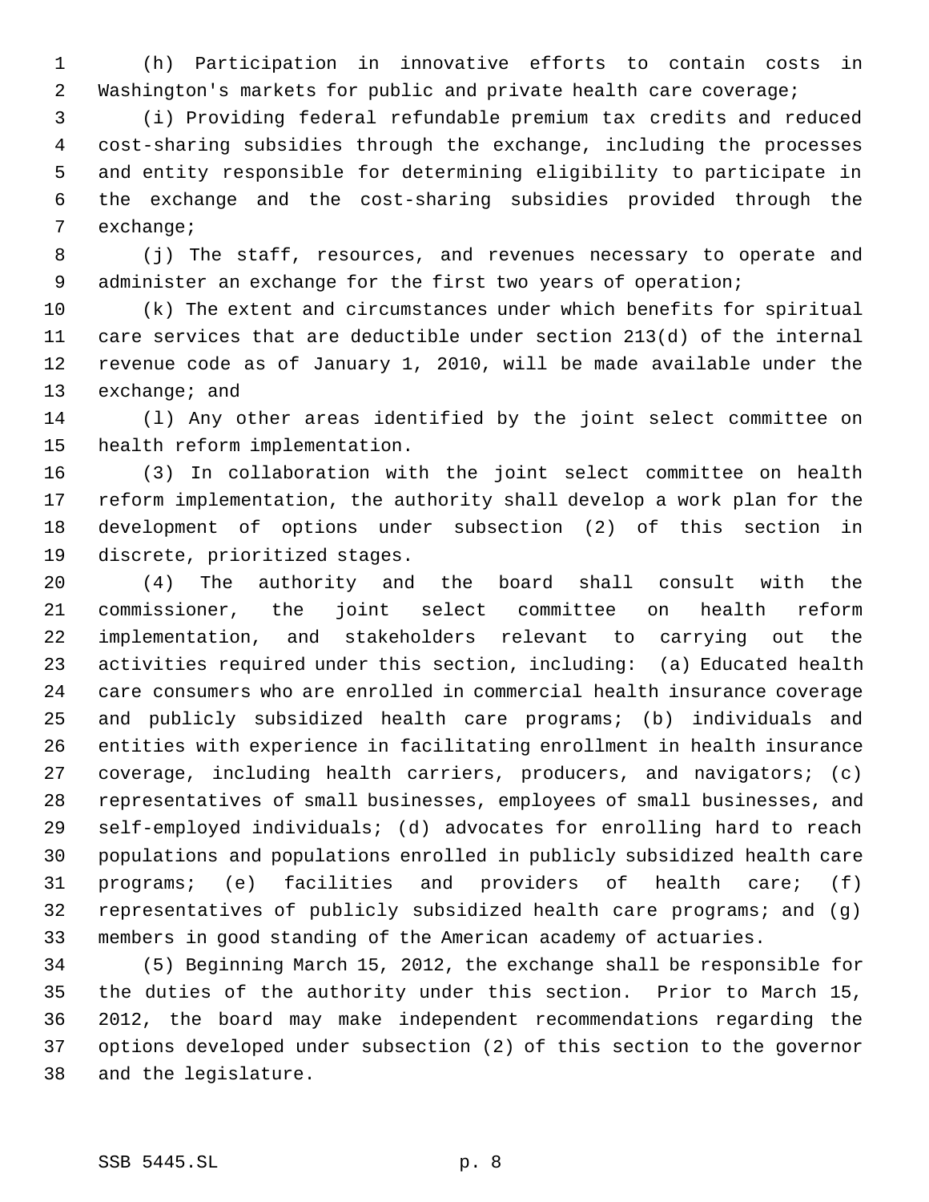(h) Participation in innovative efforts to contain costs in Washington's markets for public and private health care coverage;

(i) Providing federal refundable premium tax credits and reduced cost-sharing subsidies through the exchange, including the processes and entity responsible for determining eligibility to participate in the exchange and the cost-sharing subsidies provided through the exchange;

(j) The staff, resources, and revenues necessary to operate and administer an exchange for the first two years of operation;

(k) The extent and circumstances under which benefits for spiritual care services that are deductible under section 213(d) of the internal revenue code as of January 1, 2010, will be made available under the exchange; and

(l) Any other areas identified by the joint select committee on health reform implementation.

(3) In collaboration with the joint select committee on health reform implementation, the authority shall develop a work plan for the development of options under subsection (2) of this section in discrete, prioritized stages.

(4) The authority and the board shall consult with the commissioner, the joint select committee on health reform implementation, and stakeholders relevant to carrying out the activities required under this section, including: (a) Educated health care consumers who are enrolled in commercial health insurance coverage and publicly subsidized health care programs; (b) individuals and entities with experience in facilitating enrollment in health insurance coverage, including health carriers, producers, and navigators; (c) representatives of small businesses, employees of small businesses, and self-employed individuals; (d) advocates for enrolling hard to reach populations and populations enrolled in publicly subsidized health care programs; (e) facilities and providers of health care; (f) representatives of publicly subsidized health care programs; and (g) members in good standing of the American academy of actuaries.

(5) Beginning March 15, 2012, the exchange shall be responsible for the duties of the authority under this section. Prior to March 15, 2012, the board may make independent recommendations regarding the options developed under subsection (2) of this section to the governor and the legislature.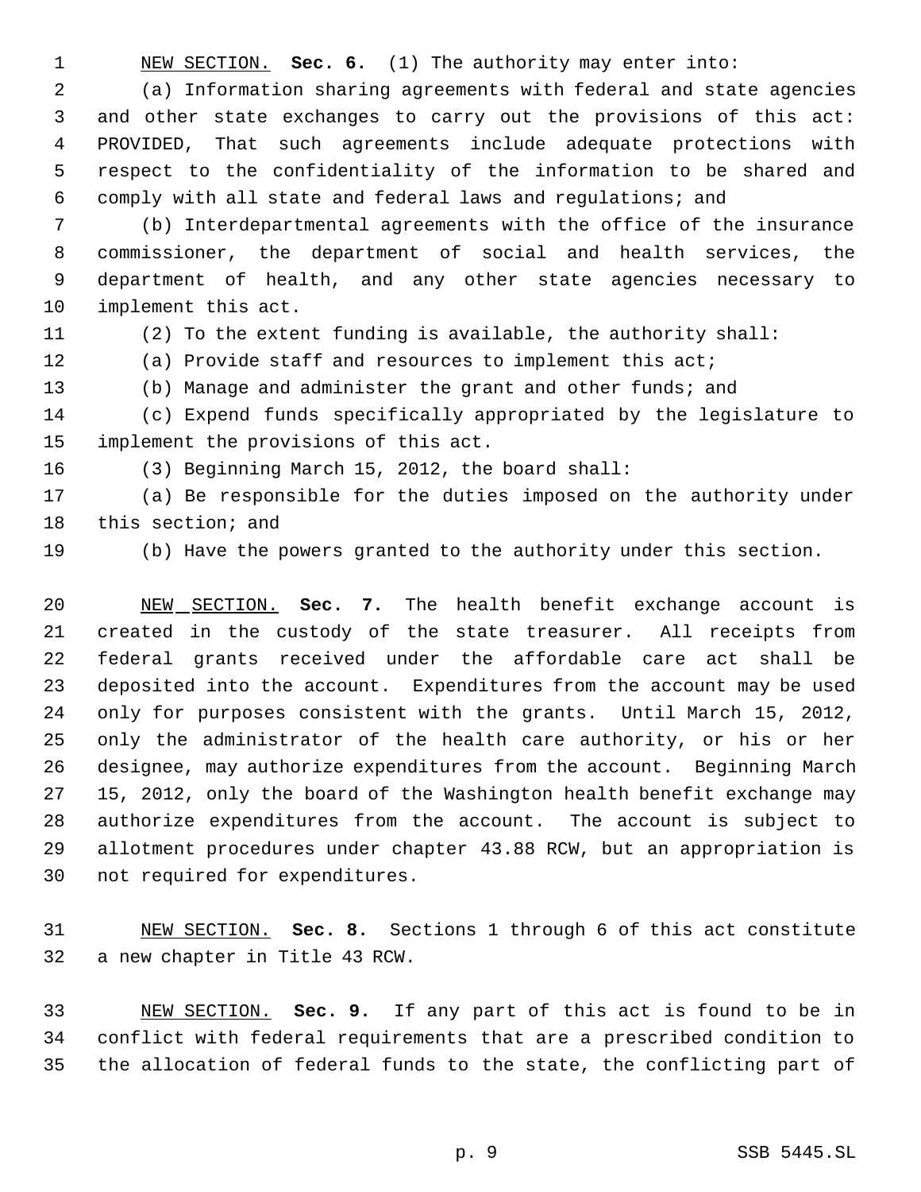NEW SECTION. **Sec. 6.** (1) The authority may enter into:

(a) Information sharing agreements with federal and state agencies and other state exchanges to carry out the provisions of this act: PROVIDED, That such agreements include adequate protections with respect to the confidentiality of the information to be shared and comply with all state and federal laws and regulations; and

(b) Interdepartmental agreements with the office of the insurance commissioner, the department of social and health services, the department of health, and any other state agencies necessary to implement this act.

(2) To the extent funding is available, the authority shall:

(a) Provide staff and resources to implement this act;

(b) Manage and administer the grant and other funds; and

(c) Expend funds specifically appropriated by the legislature to implement the provisions of this act.

(3) Beginning March 15, 2012, the board shall:

(a) Be responsible for the duties imposed on the authority under this section; and

(b) Have the powers granted to the authority under this section.

NEW SECTION. **Sec. 7.** The health benefit exchange account is created in the custody of the state treasurer. All receipts from federal grants received under the affordable care act shall be deposited into the account. Expenditures from the account may be used only for purposes consistent with the grants. Until March 15, 2012, only the administrator of the health care authority, or his or her designee, may authorize expenditures from the account. Beginning March 15, 2012, only the board of the Washington health benefit exchange may authorize expenditures from the account. The account is subject to allotment procedures under chapter 43.88 RCW, but an appropriation is not required for expenditures.

NEW SECTION. **Sec. 8.** Sections 1 through 6 of this act constitute a new chapter in Title 43 RCW.

NEW SECTION. **Sec. 9.** If any part of this act is found to be in conflict with federal requirements that are a prescribed condition to the allocation of federal funds to the state, the conflicting part of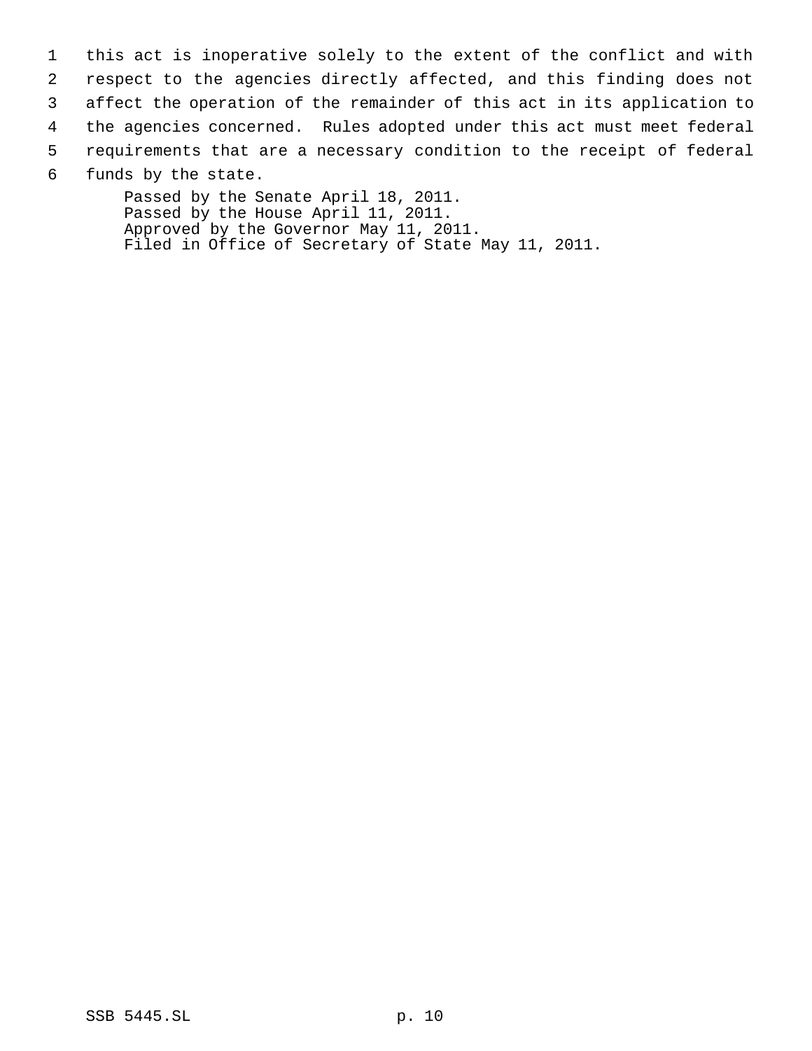this act is inoperative solely to the extent of the conflict and with respect to the agencies directly affected, and this finding does not affect the operation of the remainder of this act in its application to the agencies concerned. Rules adopted under this act must meet federal requirements that are a necessary condition to the receipt of federal funds by the state.

Passed by the Senate April 18, 2011.
Passed by the House April 11, 2011.
Approved by the Governor May 11, 2011.
Filed in Office of Secretary of State May 11, 2011.